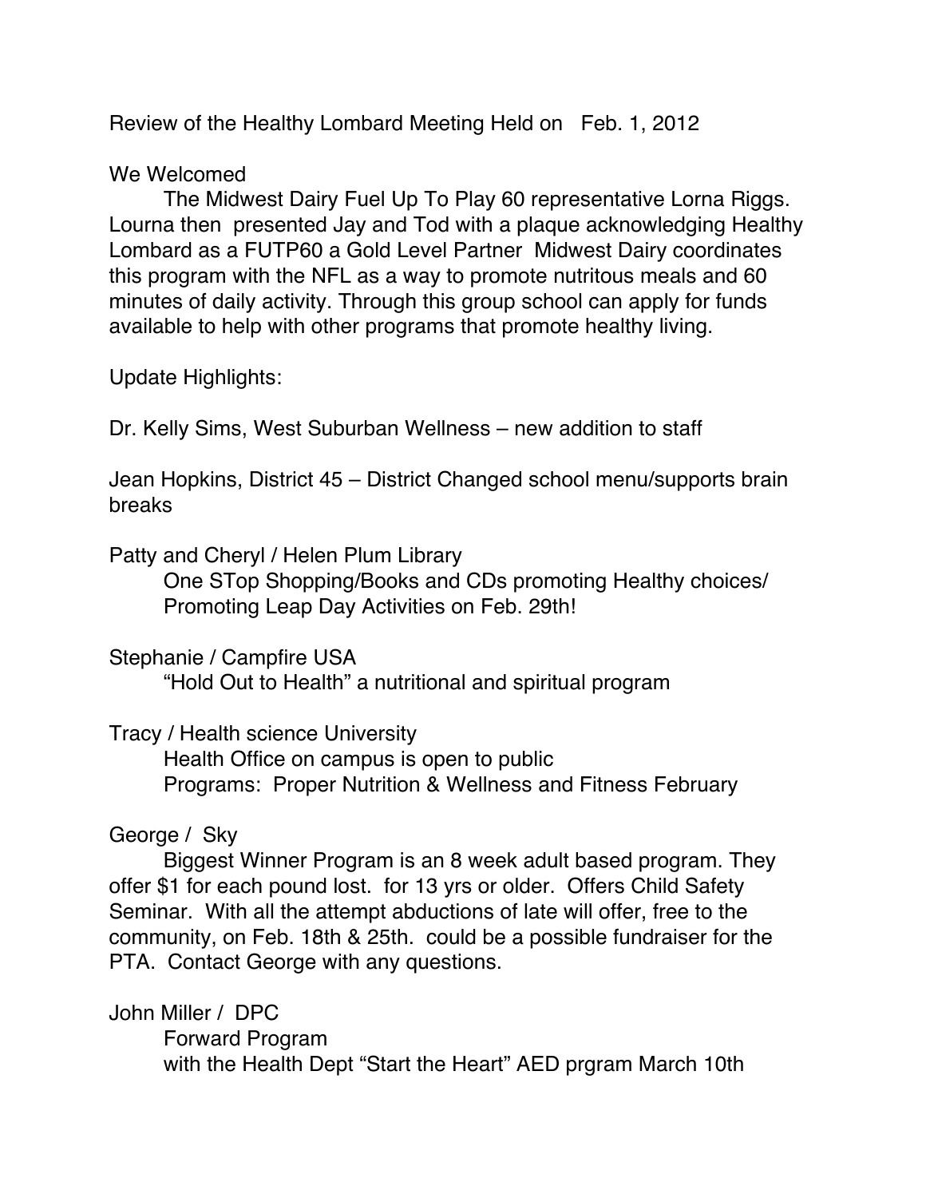Review of the Healthy Lombard Meeting Held on Feb. 1, 2012

We Welcomed

The Midwest Dairy Fuel Up To Play 60 representative Lorna Riggs. Lourna then presented Jay and Tod with a plaque acknowledging Healthy Lombard as a FUTP60 a Gold Level Partner Midwest Dairy coordinates this program with the NFL as a way to promote nutritous meals and 60 minutes of daily activity. Through this group school can apply for funds available to help with other programs that promote healthy living.

Update Highlights:

Dr. Kelly Sims, West Suburban Wellness – new addition to staff

Jean Hopkins, District 45 – District Changed school menu/supports brain breaks

Patty and Cheryl / Helen Plum Library

One STop Shopping/Books and CDs promoting Healthy choices/ Promoting Leap Day Activities on Feb. 29th!

Stephanie / Campfire USA

"Hold Out to Health" a nutritional and spiritual program

Tracy / Health science University

Health Office on campus is open to public

Programs: Proper Nutrition & Wellness and Fitness February

George / Sky

Biggest Winner Program is an 8 week adult based program. They offer $1 for each pound lost. for 13 yrs or older. Offers Child Safety Seminar. With all the attempt abductions of late will offer, free to the community, on Feb. 18th & 25th. could be a possible fundraiser for the PTA. Contact George with any questions.

John Miller / DPC

Forward Program

with the Health Dept "Start the Heart" AED prgram March 10th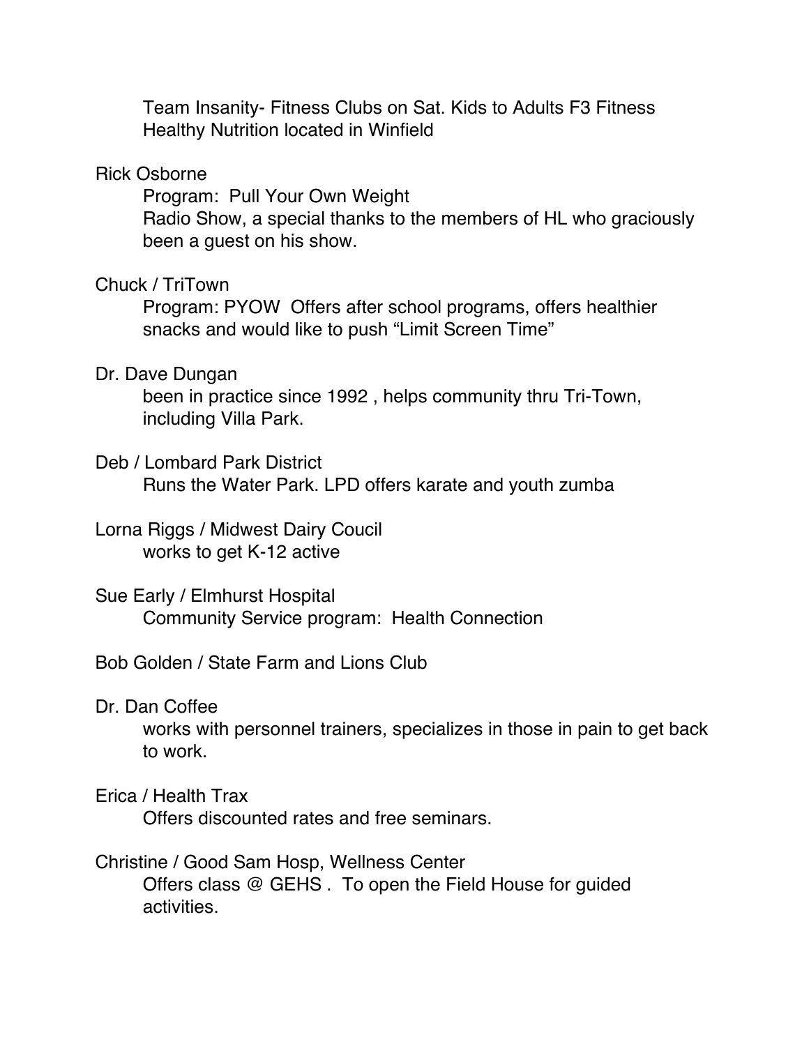Team Insanity- Fitness Clubs on Sat. Kids to Adults F3 Fitness
Healthy Nutrition located in Winfield

Rick Osborne

Program:  Pull Your Own Weight
Radio Show, a special thanks to the members of HL who graciously been a guest on his show.

Chuck / TriTown

Program: PYOW  Offers after school programs, offers healthier snacks and would like to push "Limit Screen Time"

Dr. Dave Dungan

been in practice since 1992 , helps community thru Tri-Town, including Villa Park.

Deb / Lombard Park District

Runs the Water Park. LPD offers karate and youth zumba

Lorna Riggs / Midwest Dairy Coucil

works to get K-12 active

Sue Early / Elmhurst Hospital

Community Service program:  Health Connection

Bob Golden / State Farm and Lions Club

Dr. Dan Coffee

works with personnel trainers, specializes in those in pain to get back to work.

Erica / Health Trax

Offers discounted rates and free seminars.

Christine / Good Sam Hosp, Wellness Center

Offers class @ GEHS .  To open the Field House for guided activities.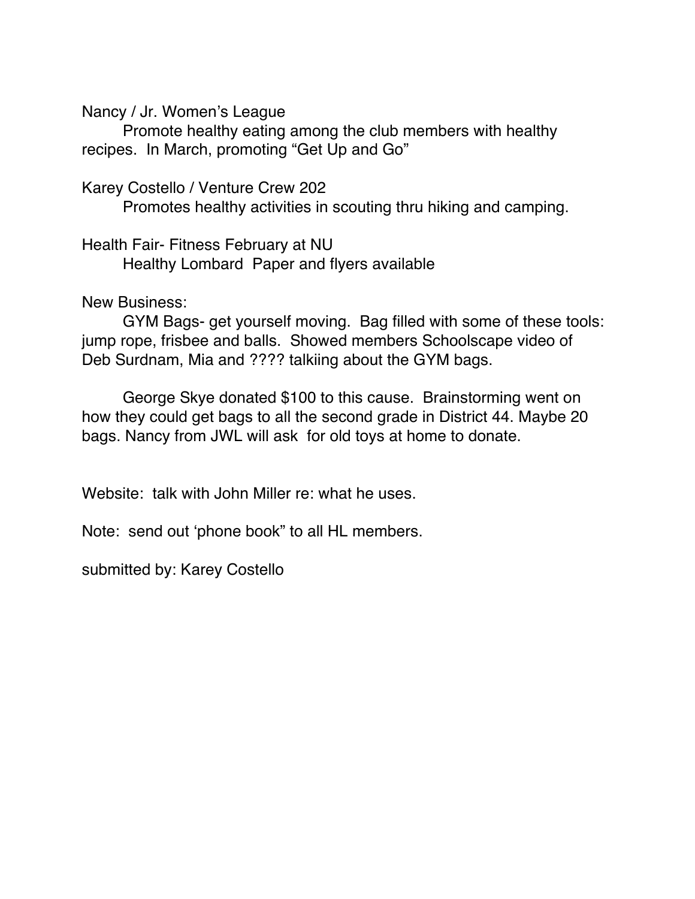Nancy / Jr. Women's League

Promote healthy eating among the club members with healthy recipes. In March, promoting "Get Up and Go"

Karey Costello / Venture Crew 202

Promotes healthy activities in scouting thru hiking and camping.

Health Fair- Fitness February at NU

Healthy Lombard Paper and flyers available

New Business:

GYM Bags- get yourself moving. Bag filled with some of these tools: jump rope, frisbee and balls. Showed members Schoolscape video of Deb Surdnam, Mia and ???? talkiing about the GYM bags.

George Skye donated $100 to this cause. Brainstorming went on how they could get bags to all the second grade in District 44. Maybe 20 bags. Nancy from JWL will ask for old toys at home to donate.

Website: talk with John Miller re: what he uses.

Note: send out 'phone book" to all HL members.

submitted by: Karey Costello